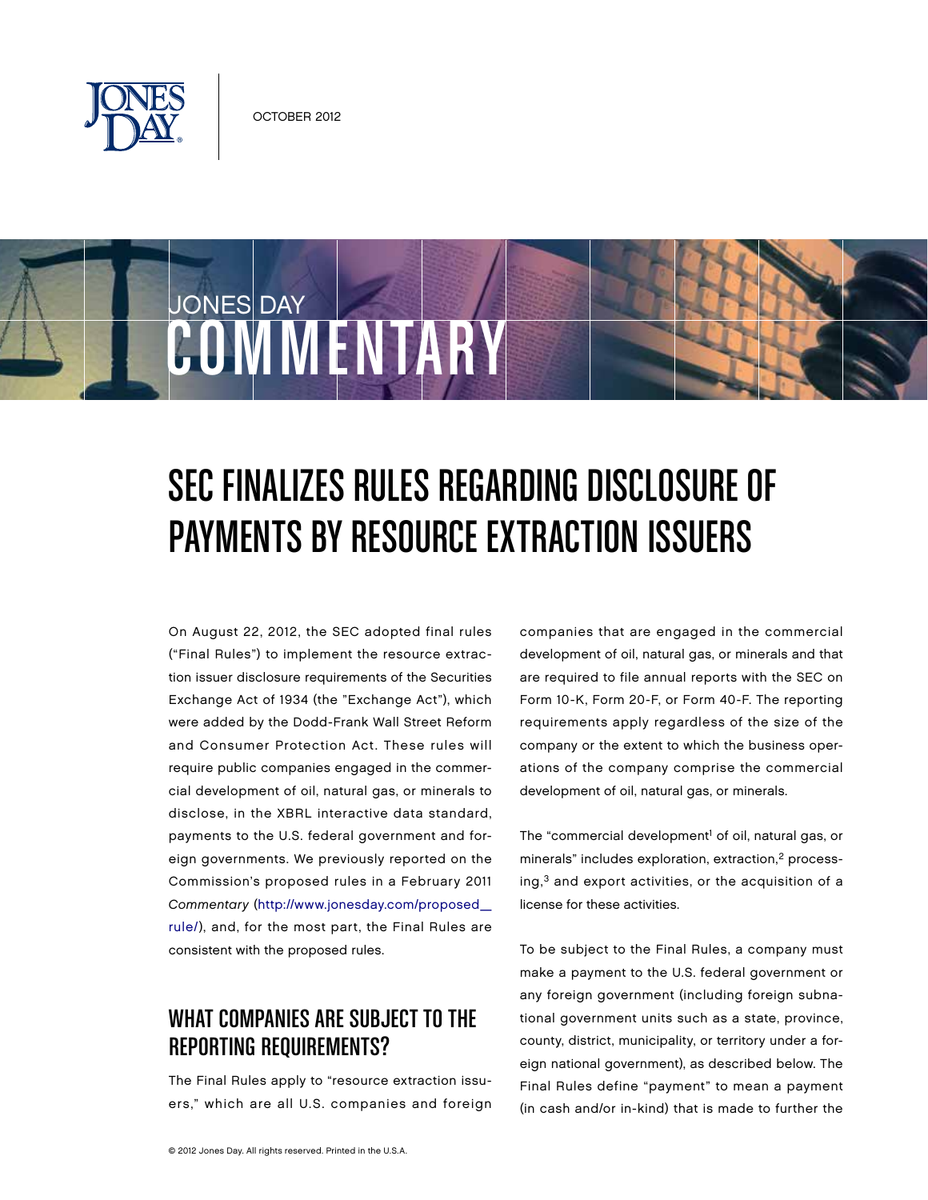OCTOBER 2012

JONES DAY COMMENTARY

# SEC FINALIZES RULES REGARDING DISCLOSURE OF PAYMENTS BY RESOURCE EXTRACTION ISSUERS

On August 22, 2012, the SEC adopted final rules ("Final Rules") to implement the resource extraction issuer disclosure requirements of the Securities Exchange Act of 1934 (the "Exchange Act"), which were added by the Dodd-Frank Wall Street Reform and Consumer Protection Act. These rules will require public companies engaged in the commercial development of oil, natural gas, or minerals to disclose, in the XBRL interactive data standard, payments to the U.S. federal government and foreign governments. We previously reported on the Commission's proposed rules in a February 2011 *Commentary* (http://www.jonesday.com/proposed_rule/), and, for the most part, the Final Rules are consistent with the proposed rules.

## WHAT COMPANIES ARE SUBJECT TO THE REPORTING REQUIREMENTS?

The Final Rules apply to "resource extraction issuers," which are all U.S. companies and foreign companies that are engaged in the commercial development of oil, natural gas, or minerals and that are required to file annual reports with the SEC on Form 10-K, Form 20-F, or Form 40-F. The reporting requirements apply regardless of the size of the company or the extent to which the business operations of the company comprise the commercial development of oil, natural gas, or minerals.

The "commercial development[1] of oil, natural gas, or minerals" includes exploration, extraction,[2] processing,[3] and export activities, or the acquisition of a license for these activities.

To be subject to the Final Rules, a company must make a payment to the U.S. federal government or any foreign government (including foreign subnational government units such as a state, province, county, district, municipality, or territory under a foreign national government), as described below. The Final Rules define "payment" to mean a payment (in cash and/or in-kind) that is made to further the

© 2012 Jones Day. All rights reserved. Printed in the U.S.A.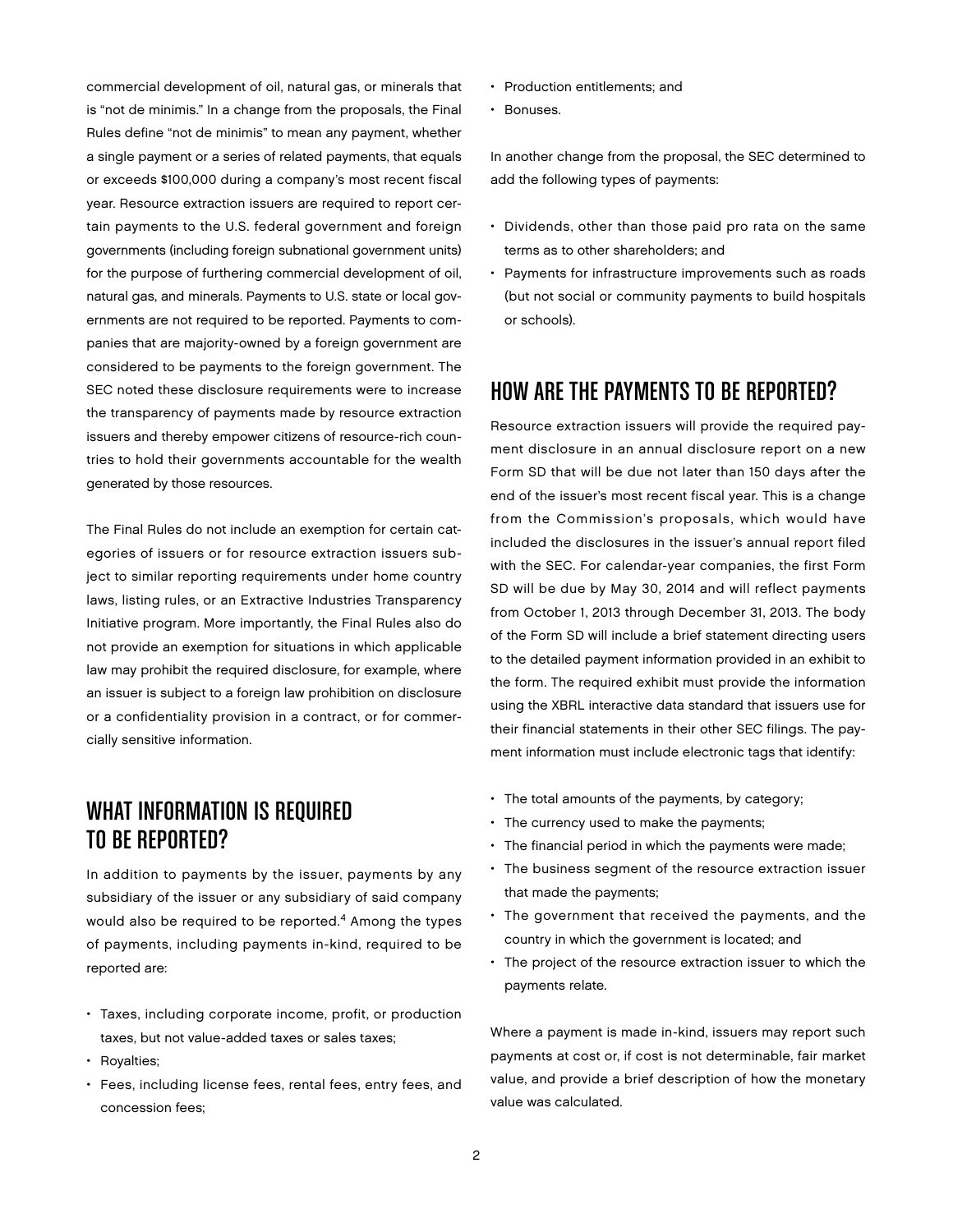commercial development of oil, natural gas, or minerals that is "not de minimis." In a change from the proposals, the Final Rules define "not de minimis" to mean any payment, whether a single payment or a series of related payments, that equals or exceeds $100,000 during a company's most recent fiscal year. Resource extraction issuers are required to report certain payments to the U.S. federal government and foreign governments (including foreign subnational government units) for the purpose of furthering commercial development of oil, natural gas, and minerals. Payments to U.S. state or local governments are not required to be reported. Payments to companies that are majority-owned by a foreign government are considered to be payments to the foreign government. The SEC noted these disclosure requirements were to increase the transparency of payments made by resource extraction issuers and thereby empower citizens of resource-rich countries to hold their governments accountable for the wealth generated by those resources.

The Final Rules do not include an exemption for certain categories of issuers or for resource extraction issuers subject to similar reporting requirements under home country laws, listing rules, or an Extractive Industries Transparency Initiative program. More importantly, the Final Rules also do not provide an exemption for situations in which applicable law may prohibit the required disclosure, for example, where an issuer is subject to a foreign law prohibition on disclosure or a confidentiality provision in a contract, or for commercially sensitive information.

## WHAT INFORMATION IS REQUIRED TO BE REPORTED?

In addition to payments by the issuer, payments by any subsidiary of the issuer or any subsidiary of said company would also be required to be reported.[4] Among the types of payments, including payments in-kind, required to be reported are:

- Taxes, including corporate income, profit, or production taxes, but not value-added taxes or sales taxes;
- Royalties;
- Fees, including license fees, rental fees, entry fees, and concession fees;
- Production entitlements; and
- Bonuses.

In another change from the proposal, the SEC determined to add the following types of payments:

- Dividends, other than those paid pro rata on the same terms as to other shareholders; and
- Payments for infrastructure improvements such as roads (but not social or community payments to build hospitals or schools).

## HOW ARE THE PAYMENTS TO BE REPORTED?

Resource extraction issuers will provide the required payment disclosure in an annual disclosure report on a new Form SD that will be due not later than 150 days after the end of the issuer's most recent fiscal year. This is a change from the Commission's proposals, which would have included the disclosures in the issuer's annual report filed with the SEC. For calendar-year companies, the first Form SD will be due by May 30, 2014 and will reflect payments from October 1, 2013 through December 31, 2013. The body of the Form SD will include a brief statement directing users to the detailed payment information provided in an exhibit to the form. The required exhibit must provide the information using the XBRL interactive data standard that issuers use for their financial statements in their other SEC filings. The payment information must include electronic tags that identify:

- The total amounts of the payments, by category;
- The currency used to make the payments;
- The financial period in which the payments were made;
- The business segment of the resource extraction issuer that made the payments;
- The government that received the payments, and the country in which the government is located; and
- The project of the resource extraction issuer to which the payments relate.

Where a payment is made in-kind, issuers may report such payments at cost or, if cost is not determinable, fair market value, and provide a brief description of how the monetary value was calculated.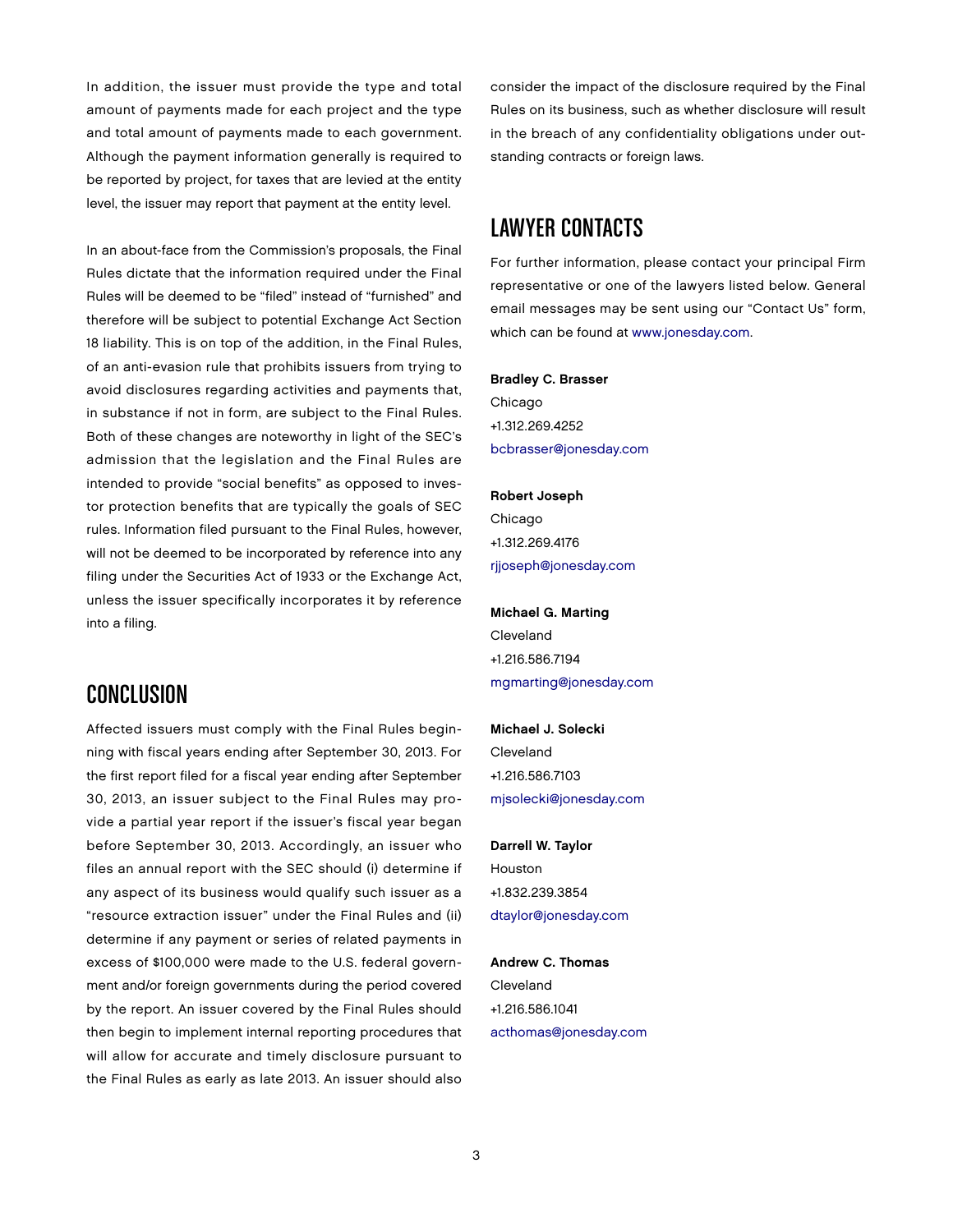In addition, the issuer must provide the type and total amount of payments made for each project and the type and total amount of payments made to each government. Although the payment information generally is required to be reported by project, for taxes that are levied at the entity level, the issuer may report that payment at the entity level.

In an about-face from the Commission's proposals, the Final Rules dictate that the information required under the Final Rules will be deemed to be "filed" instead of "furnished" and therefore will be subject to potential Exchange Act Section 18 liability. This is on top of the addition, in the Final Rules, of an anti-evasion rule that prohibits issuers from trying to avoid disclosures regarding activities and payments that, in substance if not in form, are subject to the Final Rules. Both of these changes are noteworthy in light of the SEC's admission that the legislation and the Final Rules are intended to provide "social benefits" as opposed to investor protection benefits that are typically the goals of SEC rules. Information filed pursuant to the Final Rules, however, will not be deemed to be incorporated by reference into any filing under the Securities Act of 1933 or the Exchange Act, unless the issuer specifically incorporates it by reference into a filing.

## CONCLUSION

Affected issuers must comply with the Final Rules beginning with fiscal years ending after September 30, 2013. For the first report filed for a fiscal year ending after September 30, 2013, an issuer subject to the Final Rules may provide a partial year report if the issuer's fiscal year began before September 30, 2013. Accordingly, an issuer who files an annual report with the SEC should (i) determine if any aspect of its business would qualify such issuer as a "resource extraction issuer" under the Final Rules and (ii) determine if any payment or series of related payments in excess of $100,000 were made to the U.S. federal government and/or foreign governments during the period covered by the report. An issuer covered by the Final Rules should then begin to implement internal reporting procedures that will allow for accurate and timely disclosure pursuant to the Final Rules as early as late 2013. An issuer should also consider the impact of the disclosure required by the Final Rules on its business, such as whether disclosure will result in the breach of any confidentiality obligations under outstanding contracts or foreign laws.

## LAWYER CONTACTS

For further information, please contact your principal Firm representative or one of the lawyers listed below. General email messages may be sent using our "Contact Us" form, which can be found at www.jonesday.com.

**Bradley C. Brasser**
Chicago
+1.312.269.4252
bcbrasser@jonesday.com

**Robert Joseph**
Chicago
+1.312.269.4176
rjjoseph@jonesday.com

**Michael G. Marting**
Cleveland
+1.216.586.7194
mgmarting@jonesday.com

**Michael J. Solecki**
Cleveland
+1.216.586.7103
mjsolecki@jonesday.com

**Darrell W. Taylor**
Houston
+1.832.239.3854
dtaylor@jonesday.com

**Andrew C. Thomas**
Cleveland
+1.216.586.1041
acthomas@jonesday.com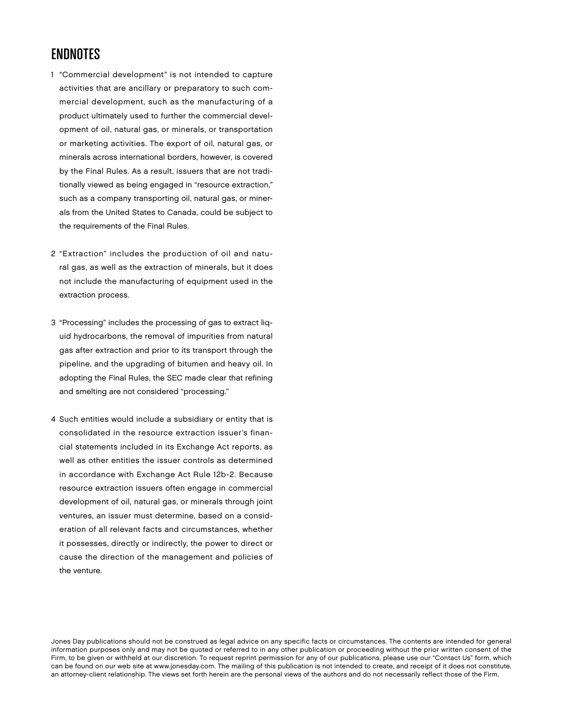## ENDNOTES

1. "Commercial development" is not intended to capture activities that are ancillary or preparatory to such commercial development, such as the manufacturing of a product ultimately used to further the commercial development of oil, natural gas, or minerals, or transportation or marketing activities. The export of oil, natural gas, or minerals across international borders, however, is covered by the Final Rules. As a result, issuers that are not traditionally viewed as being engaged in "resource extraction," such as a company transporting oil, natural gas, or minerals from the United States to Canada, could be subject to the requirements of the Final Rules.

2. "Extraction" includes the production of oil and natural gas, as well as the extraction of minerals, but it does not include the manufacturing of equipment used in the extraction process.

3. "Processing" includes the processing of gas to extract liquid hydrocarbons, the removal of impurities from natural gas after extraction and prior to its transport through the pipeline, and the upgrading of bitumen and heavy oil. In adopting the Final Rules, the SEC made clear that refining and smelting are not considered "processing."

4. Such entities would include a subsidiary or entity that is consolidated in the resource extraction issuer's financial statements included in its Exchange Act reports, as well as other entities the issuer controls as determined in accordance with Exchange Act Rule 12b-2. Because resource extraction issuers often engage in commercial development of oil, natural gas, or minerals through joint ventures, an issuer must determine, based on a consideration of all relevant facts and circumstances, whether it possesses, directly or indirectly, the power to direct or cause the direction of the management and policies of the venture.

Jones Day publications should not be construed as legal advice on any specific facts or circumstances. The contents are intended for general information purposes only and may not be quoted or referred to in any other publication or proceeding without the prior written consent of the Firm, to be given or withheld at our discretion. To request reprint permission for any of our publications, please use our "Contact Us" form, which can be found on our web site at www.jonesday.com. The mailing of this publication is not intended to create, and receipt of it does not constitute, an attorney-client relationship. The views set forth herein are the personal views of the authors and do not necessarily reflect those of the Firm.